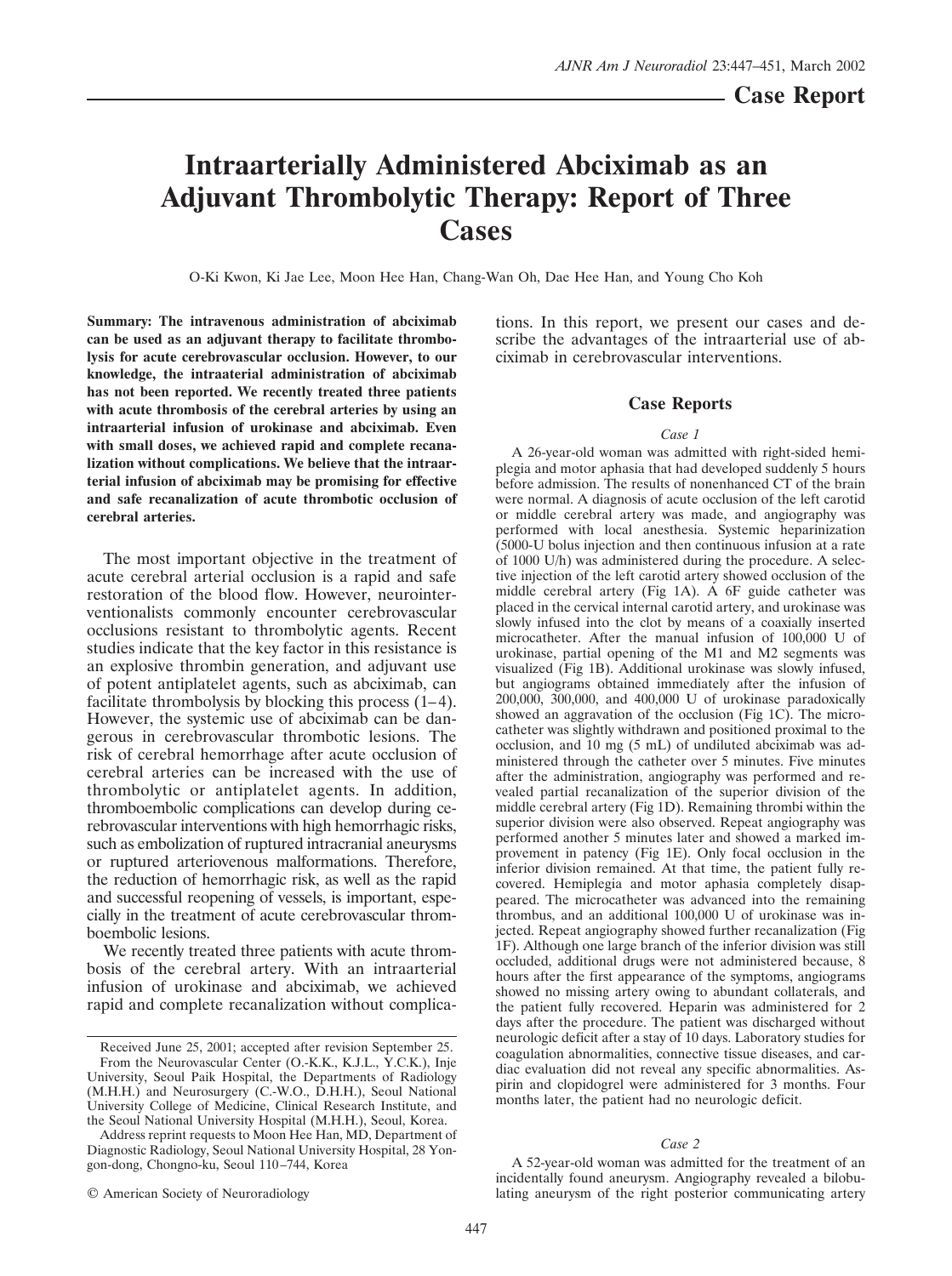## Case Report

# Intraarterially Administered Abciximab as an Adjuvant Thrombolytic Therapy: Report of Three Cases

O-Ki Kwon, Ki Jae Lee, Moon Hee Han, Chang-Wan Oh, Dae Hee Han, and Young Cho Koh

**Summary: The intravenous administration of abciximab can be used as an adjuvant therapy to facilitate thrombolysis for acute cerebrovascular occlusion. However, to our knowledge, the intraaterial administration of abciximab has not been reported. We recently treated three patients with acute thrombosis of the cerebral arteries by using an intraarterial infusion of urokinase and abciximab. Even with small doses, we achieved rapid and complete recanalization without complications. We believe that the intraarterial infusion of abciximab may be promising for effective and safe recanalization of acute thrombotic occlusion of cerebral arteries.**

The most important objective in the treatment of acute cerebral arterial occlusion is a rapid and safe restoration of the blood flow. However, neurointerventionalists commonly encounter cerebrovascular occlusions resistant to thrombolytic agents. Recent studies indicate that the key factor in this resistance is an explosive thrombin generation, and adjuvant use of potent antiplatelet agents, such as abciximab, can facilitate thrombolysis by blocking this process (1–4). However, the systemic use of abciximab can be dangerous in cerebrovascular thrombotic lesions. The risk of cerebral hemorrhage after acute occlusion of cerebral arteries can be increased with the use of thrombolytic or antiplatelet agents. In addition, thromboembolic complications can develop during cerebrovascular interventions with high hemorrhagic risks, such as embolization of ruptured intracranial aneurysms or ruptured arteriovenous malformations. Therefore, the reduction of hemorrhagic risk, as well as the rapid and successful reopening of vessels, is important, especially in the treatment of acute cerebrovascular thromboembolic lesions.

We recently treated three patients with acute thrombosis of the cerebral artery. With an intraarterial infusion of urokinase and abciximab, we achieved rapid and complete recanalization without complications. In this report, we present our cases and describe the advantages of the intraarterial use of abciximab in cerebrovascular interventions.

Received June 25, 2001; accepted after revision September 25.

From the Neurovascular Center (O.-K.K., K.J.L., Y.C.K.), Inje University, Seoul Paik Hospital, the Departments of Radiology (M.H.H.) and Neurosurgery (C.-W.O., D.H.H.), Seoul National University College of Medicine, Clinical Research Institute, and the Seoul National University Hospital (M.H.H.), Seoul, Korea.

Address reprint requests to Moon Hee Han, MD, Department of Diagnostic Radiology, Seoul National University Hospital, 28 Yongon-dong, Chongno-ku, Seoul 110–744, Korea

© American Society of Neuroradiology

## Case Reports

### *Case 1*

A 26-year-old woman was admitted with right-sided hemiplegia and motor aphasia that had developed suddenly 5 hours before admission. The results of nonenhanced CT of the brain were normal. A diagnosis of acute occlusion of the left carotid or middle cerebral artery was made, and angiography was performed with local anesthesia. Systemic heparinization (5000-U bolus injection and then continuous infusion at a rate of 1000 U/h) was administered during the procedure. A selective injection of the left carotid artery showed occlusion of the middle cerebral artery (Fig 1A). A 6F guide catheter was placed in the cervical internal carotid artery, and urokinase was slowly infused into the clot by means of a coaxially inserted microcatheter. After the manual infusion of 100,000 U of urokinase, partial opening of the M1 and M2 segments was visualized (Fig 1B). Additional urokinase was slowly infused, but angiograms obtained immediately after the infusion of 200,000, 300,000, and 400,000 U of urokinase paradoxically showed an aggravation of the occlusion (Fig 1C). The microcatheter was slightly withdrawn and positioned proximal to the occlusion, and 10 mg (5 mL) of undiluted abciximab was administered through the catheter over 5 minutes. Five minutes after the administration, angiography was performed and revealed partial recanalization of the superior division of the middle cerebral artery (Fig 1D). Remaining thrombi within the superior division were also observed. Repeat angiography was performed another 5 minutes later and showed a marked improvement in patency (Fig 1E). Only focal occlusion in the inferior division remained. At that time, the patient fully recovered. Hemiplegia and motor aphasia completely disappeared. The microcatheter was advanced into the remaining thrombus, and an additional 100,000 U of urokinase was injected. Repeat angiography showed further recanalization (Fig 1F). Although one large branch of the inferior division was still occluded, additional drugs were not administered because, 8 hours after the first appearance of the symptoms, angiograms showed no missing artery owing to abundant collaterals, and the patient fully recovered. Heparin was administered for 2 days after the procedure. The patient was discharged without neurologic deficit after a stay of 10 days. Laboratory studies for coagulation abnormalities, connective tissue diseases, and cardiac evaluation did not reveal any specific abnormalities. Aspirin and clopidogrel were administered for 3 months. Four months later, the patient had no neurologic deficit.

### *Case 2*

A 52-year-old woman was admitted for the treatment of an incidentally found aneurysm. Angiography revealed a bilobulating aneurysm of the right posterior communicating artery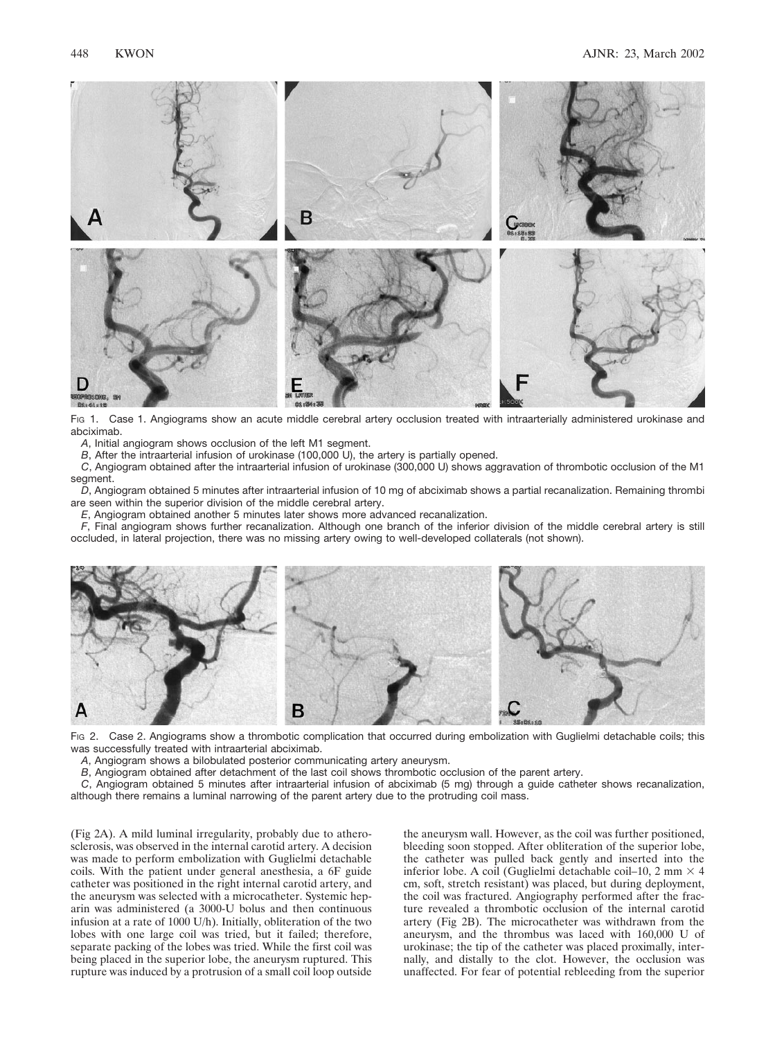Fig 1. Case 1. Angiograms show an acute middle cerebral artery occlusion treated with intraarterially administered urokinase and abciximab.

*A*, Initial angiogram shows occlusion of the left M1 segment.

*B*, After the intraarterial infusion of urokinase (100,000 U), the artery is partially opened.

*C*, Angiogram obtained after the intraarterial infusion of urokinase (300,000 U) shows aggravation of thrombotic occlusion of the M1 segment.

*D*, Angiogram obtained 5 minutes after intraarterial infusion of 10 mg of abciximab shows a partial recanalization. Remaining thrombi are seen within the superior division of the middle cerebral artery.

*E*, Angiogram obtained another 5 minutes later shows more advanced recanalization.

*F*, Final angiogram shows further recanalization. Although one branch of the inferior division of the middle cerebral artery is still occluded, in lateral projection, there was no missing artery owing to well-developed collaterals (not shown).

Fig 2. Case 2. Angiograms show a thrombotic complication that occurred during embolization with Guglielmi detachable coils; this was successfully treated with intraarterial abciximab.

*A*, Angiogram shows a bilobulated posterior communicating artery aneurysm.

*B*, Angiogram obtained after detachment of the last coil shows thrombotic occlusion of the parent artery.

*C*, Angiogram obtained 5 minutes after intraarterial infusion of abciximab (5 mg) through a guide catheter shows recanalization, although there remains a luminal narrowing of the parent artery due to the protruding coil mass.

(Fig 2A). A mild luminal irregularity, probably due to atherosclerosis, was observed in the internal carotid artery. A decision was made to perform embolization with Guglielmi detachable coils. With the patient under general anesthesia, a 6F guide catheter was positioned in the right internal carotid artery, and the aneurysm was selected with a microcatheter. Systemic heparin was administered (a 3000-U bolus and then continuous infusion at a rate of 1000 U/h). Initially, obliteration of the two lobes with one large coil was tried, but it failed; therefore, separate packing of the lobes was tried. While the first coil was being placed in the superior lobe, the aneurysm ruptured. This rupture was induced by a protrusion of a small coil loop outside the aneurysm wall. However, as the coil was further positioned, bleeding soon stopped. After obliteration of the superior lobe, the catheter was pulled back gently and inserted into the inferior lobe. A coil (Guglielmi detachable coil–10, 2 mm × 4 cm, soft, stretch resistant) was placed, but during deployment, the coil was fractured. Angiography performed after the fracture revealed a thrombotic occlusion of the internal carotid artery (Fig 2B). The microcatheter was withdrawn from the aneurysm, and the thrombus was laced with 160,000 U of urokinase; the tip of the catheter was placed proximally, internally, and distally to the clot. However, the occlusion was unaffected. For fear of potential rebleeding from the superior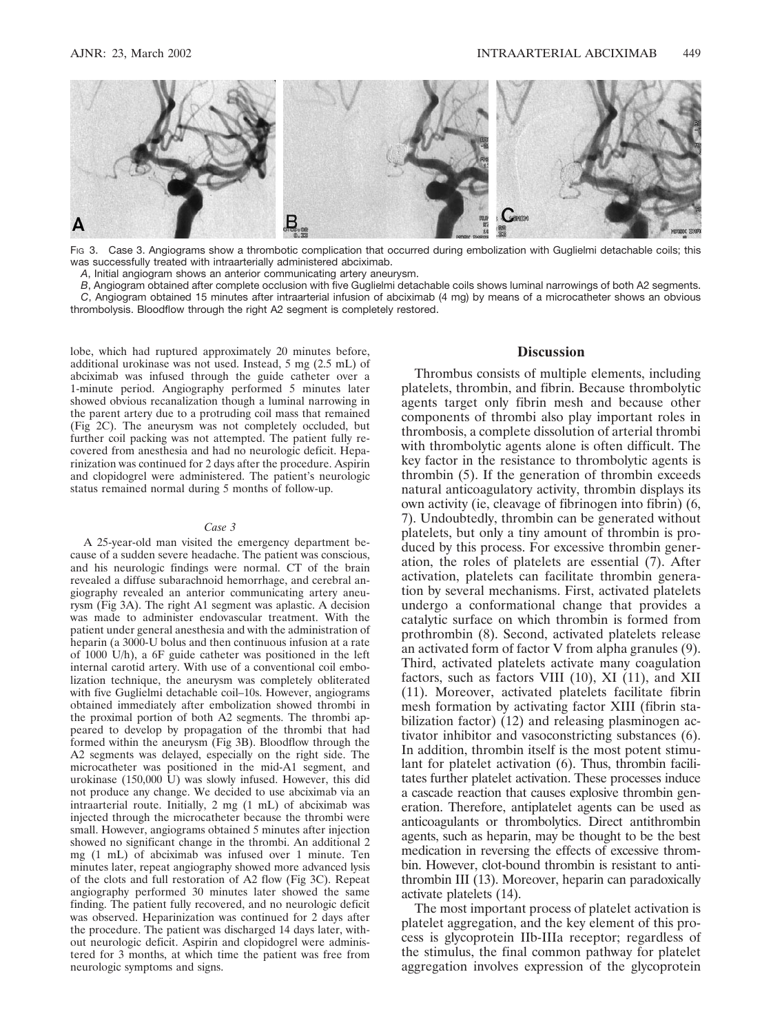Fig 3. Case 3. Angiograms show a thrombotic complication that occurred during embolization with Guglielmi detachable coils; this was successfully treated with intraarterially administered abciximab.

*A*, Initial angiogram shows an anterior communicating artery aneurysm.

*B*, Angiogram obtained after complete occlusion with five Guglielmi detachable coils shows luminal narrowings of both A2 segments.

*C*, Angiogram obtained 15 minutes after intraarterial infusion of abciximab (4 mg) by means of a microcatheter shows an obvious thrombolysis. Bloodflow through the right A2 segment is completely restored.

lobe, which had ruptured approximately 20 minutes before, additional urokinase was not used. Instead, 5 mg (2.5 mL) of abciximab was infused through the guide catheter over a 1-minute period. Angiography performed 5 minutes later showed obvious recanalization though a luminal narrowing in the parent artery due to a protruding coil mass that remained (Fig 2C). The aneurysm was not completely occluded, but further coil packing was not attempted. The patient fully recovered from anesthesia and had no neurologic deficit. Heparinization was continued for 2 days after the procedure. Aspirin and clopidogrel were administered. The patient's neurologic status remained normal during 5 months of follow-up.

### *Case 3*

A 25-year-old man visited the emergency department because of a sudden severe headache. The patient was conscious, and his neurologic findings were normal. CT of the brain revealed a diffuse subarachnoid hemorrhage, and cerebral angiography revealed an anterior communicating artery aneurysm (Fig 3A). The right A1 segment was aplastic. A decision was made to administer endovascular treatment. With the patient under general anesthesia and with the administration of heparin (a 3000-U bolus and then continuous infusion at a rate of 1000 U/h), a 6F guide catheter was positioned in the left internal carotid artery. With use of a conventional coil embolization technique, the aneurysm was completely obliterated with five Guglielmi detachable coil–10s. However, angiograms obtained immediately after embolization showed thrombi in the proximal portion of both A2 segments. The thrombi appeared to develop by propagation of the thrombi that had formed within the aneurysm (Fig 3B). Bloodflow through the A2 segments was delayed, especially on the right side. The microcatheter was positioned in the mid-A1 segment, and urokinase (150,000 U) was slowly infused. However, this did not produce any change. We decided to use abciximab via an intraarterial route. Initially, 2 mg (1 mL) of abciximab was injected through the microcatheter because the thrombi were small. However, angiograms obtained 5 minutes after injection showed no significant change in the thrombi. An additional 2 mg (1 mL) of abciximab was infused over 1 minute. Ten minutes later, repeat angiography showed more advanced lysis of the clots and full restoration of A2 flow (Fig 3C). Repeat angiography performed 30 minutes later showed the same finding. The patient fully recovered, and no neurologic deficit was observed. Heparinization was continued for 2 days after the procedure. The patient was discharged 14 days later, without neurologic deficit. Aspirin and clopidogrel were administered for 3 months, at which time the patient was free from neurologic symptoms and signs.

## Discussion

Thrombus consists of multiple elements, including platelets, thrombin, and fibrin. Because thrombolytic agents target only fibrin mesh and because other components of thrombi also play important roles in thrombosis, a complete dissolution of arterial thrombi with thrombolytic agents alone is often difficult. The key factor in the resistance to thrombolytic agents is thrombin (5). If the generation of thrombin exceeds natural anticoagulatory activity, thrombin displays its own activity (ie, cleavage of fibrinogen into fibrin) (6, 7). Undoubtedly, thrombin can be generated without platelets, but only a tiny amount of thrombin is produced by this process. For excessive thrombin generation, the roles of platelets are essential (7). After activation, platelets can facilitate thrombin generation by several mechanisms. First, activated platelets undergo a conformational change that provides a catalytic surface on which thrombin is formed from prothrombin (8). Second, activated platelets release an activated form of factor V from alpha granules (9). Third, activated platelets activate many coagulation factors, such as factors VIII (10), XI (11), and XII (11). Moreover, activated platelets facilitate fibrin mesh formation by activating factor XIII (fibrin stabilization factor) (12) and releasing plasminogen activator inhibitor and vasoconstricting substances (6). In addition, thrombin itself is the most potent stimulant for platelet activation (6). Thus, thrombin facilitates further platelet activation. These processes induce a cascade reaction that causes explosive thrombin generation. Therefore, antiplatelet agents can be used as anticoagulants or thrombolytics. Direct antithrombin agents, such as heparin, may be thought to be the best medication in reversing the effects of excessive thrombin. However, clot-bound thrombin is resistant to antithrombin III (13). Moreover, heparin can paradoxically activate platelets (14).

The most important process of platelet activation is platelet aggregation, and the key element of this process is glycoprotein IIb-IIIa receptor; regardless of the stimulus, the final common pathway for platelet aggregation involves expression of the glycoprotein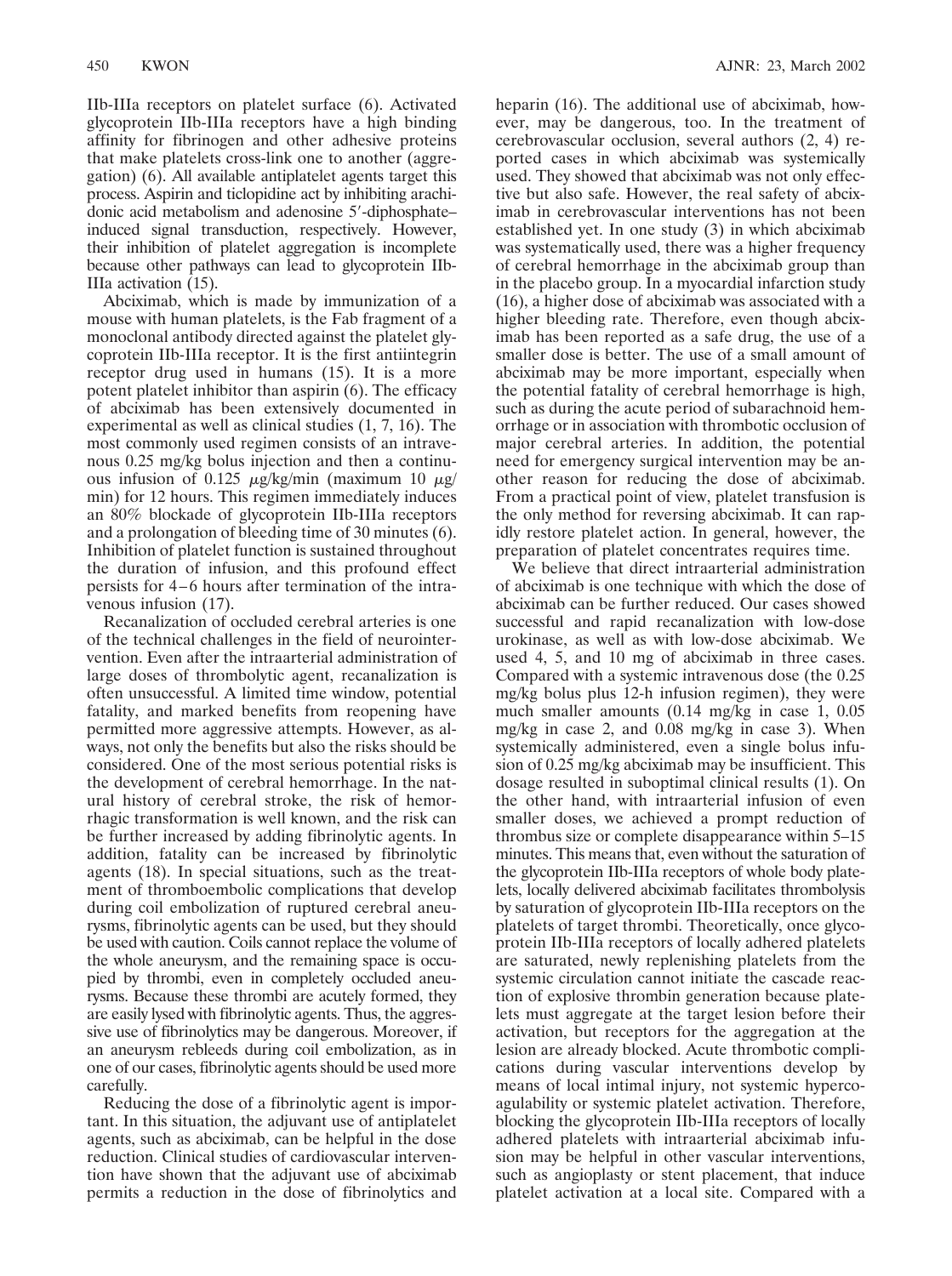IIb-IIIa receptors on platelet surface (6). Activated glycoprotein IIb-IIIa receptors have a high binding affinity for fibrinogen and other adhesive proteins that make platelets cross-link one to another (aggregation) (6). All available antiplatelet agents target this process. Aspirin and ticlopidine act by inhibiting arachidonic acid metabolism and adenosine 5′-diphosphate–induced signal transduction, respectively. However, their inhibition of platelet aggregation is incomplete because other pathways can lead to glycoprotein IIb-IIIa activation (15).

Abciximab, which is made by immunization of a mouse with human platelets, is the Fab fragment of a monoclonal antibody directed against the platelet glycoprotein IIb-IIIa receptor. It is the first antiintegrin receptor drug used in humans (15). It is a more potent platelet inhibitor than aspirin (6). The efficacy of abciximab has been extensively documented in experimental as well as clinical studies (1, 7, 16). The most commonly used regimen consists of an intravenous 0.25 mg/kg bolus injection and then a continuous infusion of 0.125 $\mu$g/kg/min (maximum 10 $\mu$g/min) for 12 hours. This regimen immediately induces an 80% blockade of glycoprotein IIb-IIIa receptors and a prolongation of bleeding time of 30 minutes (6). Inhibition of platelet function is sustained throughout the duration of infusion, and this profound effect persists for 4–6 hours after termination of the intravenous infusion (17).

Recanalization of occluded cerebral arteries is one of the technical challenges in the field of neurointervention. Even after the intraarterial administration of large doses of thrombolytic agent, recanalization is often unsuccessful. A limited time window, potential fatality, and marked benefits from reopening have permitted more aggressive attempts. However, as always, not only the benefits but also the risks should be considered. One of the most serious potential risks is the development of cerebral hemorrhage. In the natural history of cerebral stroke, the risk of hemorrhagic transformation is well known, and the risk can be further increased by adding fibrinolytic agents. In addition, fatality can be increased by fibrinolytic agents (18). In special situations, such as the treatment of thromboembolic complications that develop during coil embolization of ruptured cerebral aneurysms, fibrinolytic agents can be used, but they should be used with caution. Coils cannot replace the volume of the whole aneurysm, and the remaining space is occupied by thrombi, even in completely occluded aneurysms. Because these thrombi are acutely formed, they are easily lysed with fibrinolytic agents. Thus, the aggressive use of fibrinolytics may be dangerous. Moreover, if an aneurysm rebleeds during coil embolization, as in one of our cases, fibrinolytic agents should be used more carefully.

Reducing the dose of a fibrinolytic agent is important. In this situation, the adjuvant use of antiplatelet agents, such as abciximab, can be helpful in the dose reduction. Clinical studies of cardiovascular intervention have shown that the adjuvant use of abciximab permits a reduction in the dose of fibrinolytics and heparin (16). The additional use of abciximab, however, may be dangerous, too. In the treatment of cerebrovascular occlusion, several authors (2, 4) reported cases in which abciximab was systemically used. They showed that abciximab was not only effective but also safe. However, the real safety of abciximab in cerebrovascular interventions has not been established yet. In one study (3) in which abciximab was systematically used, there was a higher frequency of cerebral hemorrhage in the abciximab group than in the placebo group. In a myocardial infarction study (16), a higher dose of abciximab was associated with a higher bleeding rate. Therefore, even though abciximab has been reported as a safe drug, the use of a smaller dose is better. The use of a small amount of abciximab may be more important, especially when the potential fatality of cerebral hemorrhage is high, such as during the acute period of subarachnoid hemorrhage or in association with thrombotic occlusion of major cerebral arteries. In addition, the potential need for emergency surgical intervention may be another reason for reducing the dose of abciximab. From a practical point of view, platelet transfusion is the only method for reversing abciximab. It can rapidly restore platelet action. In general, however, the preparation of platelet concentrates requires time.

We believe that direct intraarterial administration of abciximab is one technique with which the dose of abciximab can be further reduced. Our cases showed successful and rapid recanalization with low-dose urokinase, as well as with low-dose abciximab. We used 4, 5, and 10 mg of abciximab in three cases. Compared with a systemic intravenous dose (the 0.25 mg/kg bolus plus 12-h infusion regimen), they were much smaller amounts (0.14 mg/kg in case 1, 0.05 mg/kg in case 2, and 0.08 mg/kg in case 3). When systemically administered, even a single bolus infusion of 0.25 mg/kg abciximab may be insufficient. This dosage resulted in suboptimal clinical results (1). On the other hand, with intraarterial infusion of even smaller doses, we achieved a prompt reduction of thrombus size or complete disappearance within 5–15 minutes. This means that, even without the saturation of the glycoprotein IIb-IIIa receptors of whole body platelets, locally delivered abciximab facilitates thrombolysis by saturation of glycoprotein IIb-IIIa receptors on the platelets of target thrombi. Theoretically, once glycoprotein IIb-IIIa receptors of locally adhered platelets are saturated, newly replenishing platelets from the systemic circulation cannot initiate the cascade reaction of explosive thrombin generation because platelets must aggregate at the target lesion before their activation, but receptors for the aggregation at the lesion are already blocked. Acute thrombotic complications during vascular interventions develop by means of local intimal injury, not systemic hypercoagulability or systemic platelet activation. Therefore, blocking the glycoprotein IIb-IIIa receptors of locally adhered platelets with intraarterial abciximab infusion may be helpful in other vascular interventions, such as angioplasty or stent placement, that induce platelet activation at a local site. Compared with a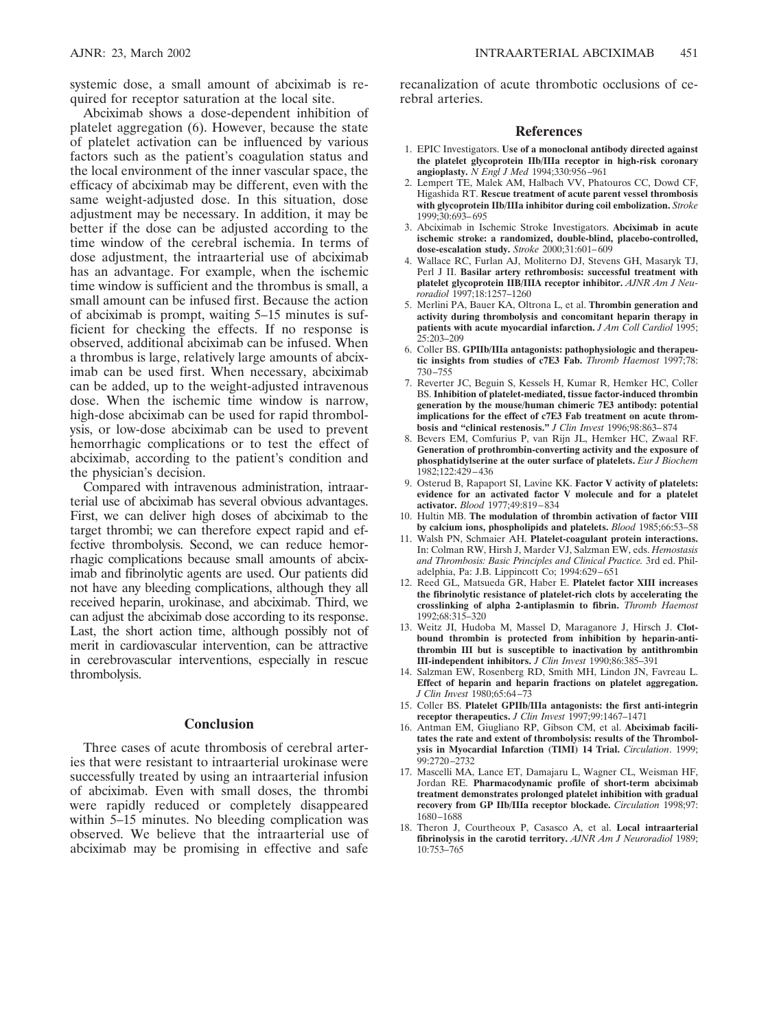systemic dose, a small amount of abciximab is required for receptor saturation at the local site.

Abciximab shows a dose-dependent inhibition of platelet aggregation (6). However, because the state of platelet activation can be influenced by various factors such as the patient's coagulation status and the local environment of the inner vascular space, the efficacy of abciximab may be different, even with the same weight-adjusted dose. In this situation, dose adjustment may be necessary. In addition, it may be better if the dose can be adjusted according to the time window of the cerebral ischemia. In terms of dose adjustment, the intraarterial use of abciximab has an advantage. For example, when the ischemic time window is sufficient and the thrombus is small, a small amount can be infused first. Because the action of abciximab is prompt, waiting 5–15 minutes is sufficient for checking the effects. If no response is observed, additional abciximab can be infused. When a thrombus is large, relatively large amounts of abciximab can be used first. When necessary, abciximab can be added, up to the weight-adjusted intravenous dose. When the ischemic time window is narrow, high-dose abciximab can be used for rapid thrombolysis, or low-dose abciximab can be used to prevent hemorrhagic complications or to test the effect of abciximab, according to the patient's condition and the physician's decision.

Compared with intravenous administration, intraarterial use of abciximab has several obvious advantages. First, we can deliver high doses of abciximab to the target thrombi; we can therefore expect rapid and effective thrombolysis. Second, we can reduce hemorrhagic complications because small amounts of abciximab and fibrinolytic agents are used. Our patients did not have any bleeding complications, although they all received heparin, urokinase, and abciximab. Third, we can adjust the abciximab dose according to its response. Last, the short action time, although possibly not of merit in cardiovascular intervention, can be attractive in cerebrovascular interventions, especially in rescue thrombolysis.

## Conclusion

Three cases of acute thrombosis of cerebral arteries that were resistant to intraarterial urokinase were successfully treated by using an intraarterial infusion of abciximab. Even with small doses, the thrombi were rapidly reduced or completely disappeared within 5–15 minutes. No bleeding complication was observed. We believe that the intraarterial use of abciximab may be promising in effective and safe recanalization of acute thrombotic occlusions of cerebral arteries.

## References

1. EPIC Investigators. **Use of a monoclonal antibody directed against the platelet glycoprotein IIb/IIIa receptor in high-risk coronary angioplasty.** *N Engl J Med* 1994;330:956–961
2. Lempert TE, Malek AM, Halbach VV, Phatouros CC, Dowd CF, Higashida RT. **Rescue treatment of acute parent vessel thrombosis with glycoprotein IIb/IIIa inhibitor during coil embolization.** *Stroke* 1999;30:693–695
3. Abciximab in Ischemic Stroke Investigators. **Abciximab in acute ischemic stroke: a randomized, double-blind, placebo-controlled, dose-escalation study.** *Stroke* 2000;31:601–609
4. Wallace RC, Furlan AJ, Moliterno DJ, Stevens GH, Masaryk TJ, Perl J II. **Basilar artery rethrombosis: successful treatment with platelet glycoprotein IIB/IIIA receptor inhibitor.** *AJNR Am J Neuroradiol* 1997;18:1257–1260
5. Merlini PA, Bauer KA, Oltrona L, et al. **Thrombin generation and activity during thrombolysis and concomitant heparin therapy in patients with acute myocardial infarction.** *J Am Coll Cardiol* 1995; 25:203–209
6. Coller BS. **GPIIb/IIIa antagonists: pathophysiologic and therapeutic insights from studies of c7E3 Fab.** *Thromb Haemost* 1997;78: 730–755
7. Reverter JC, Beguin S, Kessels H, Kumar R, Hemker HC, Coller BS. **Inhibition of platelet-mediated, tissue factor-induced thrombin generation by the mouse/human chimeric 7E3 antibody: potential implications for the effect of c7E3 Fab treatment on acute thrombosis and "clinical restenosis."** *J Clin Invest* 1996;98:863–874
8. Bevers EM, Comfurius P, van Rijn JL, Hemker HC, Zwaal RF. **Generation of prothrombin-converting activity and the exposure of phosphatidylserine at the outer surface of platelets.** *Eur J Biochem* 1982;122:429–436
9. Osterud B, Rapaport SI, Lavine KK. **Factor V activity of platelets: evidence for an activated factor V molecule and for a platelet activator.** *Blood* 1977;49:819–834
10. Hultin MB. **The modulation of thrombin activation of factor VIII by calcium ions, phospholipids and platelets.** *Blood* 1985;66:53–58
11. Walsh PN, Schmaier AH. **Platelet-coagulant protein interactions.** In: Colman RW, Hirsh J, Marder VJ, Salzman EW, eds. *Hemostasis and Thrombosis: Basic Principles and Clinical Practice.* 3rd ed. Philadelphia, Pa: J.B. Lippincott Co; 1994:629–651
12. Reed GL, Matsueda GR, Haber E. **Platelet factor XIII increases the fibrinolytic resistance of platelet-rich clots by accelerating the crosslinking of alpha 2-antiplasmin to fibrin.** *Thromb Haemost* 1992;68:315–320
13. Weitz JI, Hudoba M, Massel D, Maraganore J, Hirsch J. **Clot-bound thrombin is protected from inhibition by heparin-antithrombin III but is susceptible to inactivation by antithrombin III-independent inhibitors.** *J Clin Invest* 1990;86:385–391
14. Salzman EW, Rosenberg RD, Smith MH, Lindon JN, Favreau L. **Effect of heparin and heparin fractions on platelet aggregation.** *J Clin Invest* 1980;65:64–73
15. Coller BS. **Platelet GPIIb/IIIa antagonists: the first anti-integrin receptor therapeutics.** *J Clin Invest* 1997;99:1467–1471
16. Antman EM, Giugliano RP, Gibson CM, et al. **Abciximab facilitates the rate and extent of thrombolysis: results of the Thrombolysis in Myocardial Infarction (TIMI) 14 Trial.** *Circulation*. 1999; 99:2720–2732
17. Mascelli MA, Lance ET, Damajaru L, Wagner CL, Weisman HF, Jordan RE. **Pharmacodynamic profile of short-term abciximab treatment demonstrates prolonged platelet inhibition with gradual recovery from GP IIb/IIIa receptor blockade.** *Circulation* 1998;97: 1680–1688
18. Theron J, Courtheoux P, Casasco A, et al. **Local intraarterial fibrinolysis in the carotid territory.** *AJNR Am J Neuroradiol* 1989; 10:753–765